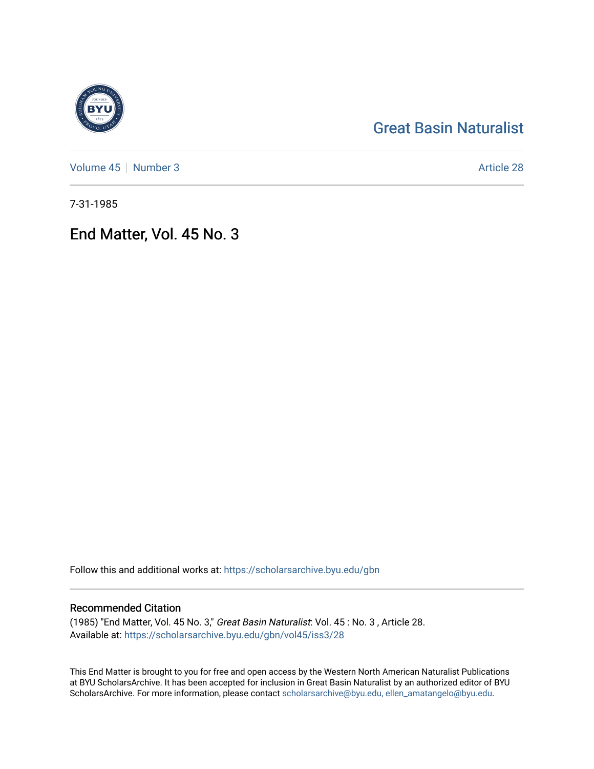# Great Basin Naturalist

Volume 45 | Number 3 | Article 28

7-31-1985

## End Matter, Vol. 45 No. 3

Follow this and additional works at: https://scholarsarchive.byu.edu/gbn

### Recommended Citation

(1985) "End Matter, Vol. 45 No. 3," *Great Basin Naturalist*: Vol. 45 : No. 3 , Article 28.
Available at: https://scholarsarchive.byu.edu/gbn/vol45/iss3/28

This End Matter is brought to you for free and open access by the Western North American Naturalist Publications at BYU ScholarsArchive. It has been accepted for inclusion in Great Basin Naturalist by an authorized editor of BYU ScholarsArchive. For more information, please contact scholarsarchive@byu.edu, ellen_amatangelo@byu.edu.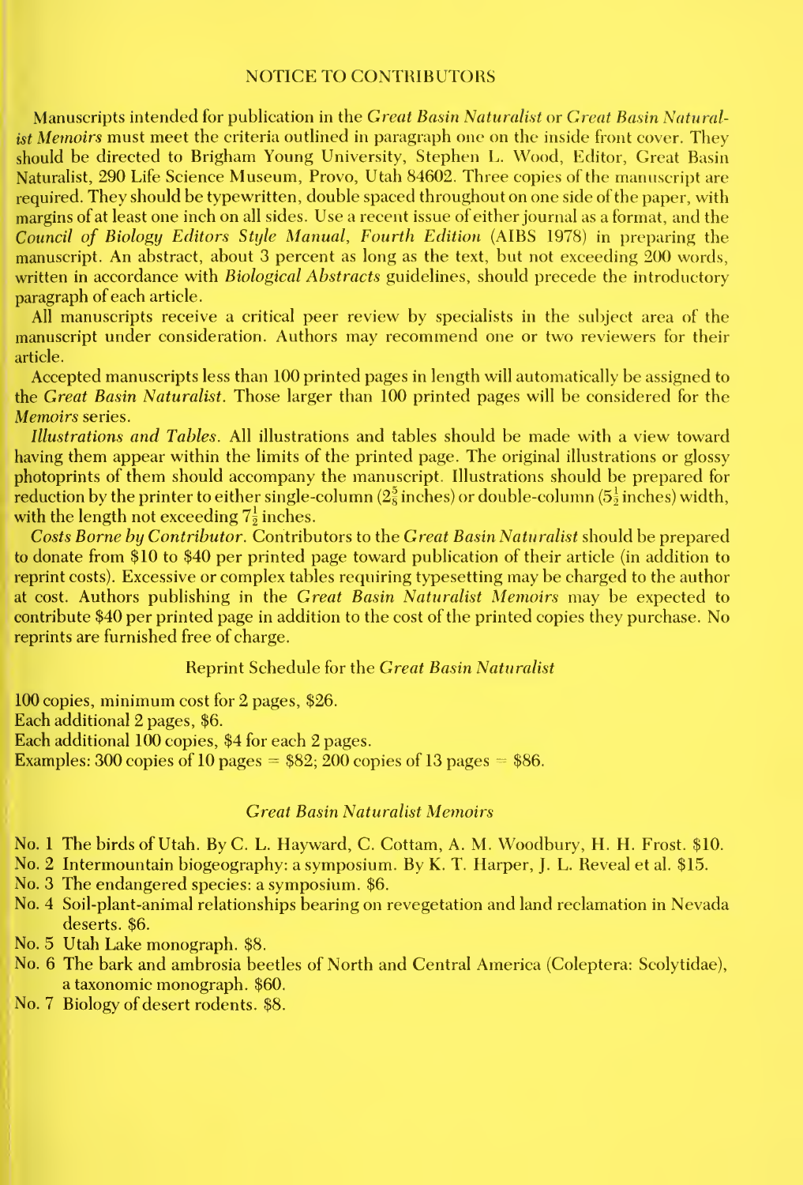## NOTICE TO CONTRIBUTORS

Manuscripts intended for publication in the *Great Basin Naturalist* or *Great Basin Naturalist Memoirs* must meet the criteria outlined in paragraph one on the inside front cover. They should be directed to Brigham Young University, Stephen L. Wood, Editor, Great Basin Naturalist, 290 Life Science Museum, Provo, Utah 84602. Three copies of the manuscript are required. They should be typewritten, double spaced throughout on one side of the paper, with margins of at least one inch on all sides. Use a recent issue of either journal as a format, and the *Council of Biology Editors Style Manual, Fourth Edition* (AIBS 1978) in preparing the manuscript. An abstract, about 3 percent as long as the text, but not exceeding 200 words, written in accordance with *Biological Abstracts* guidelines, should precede the introductory paragraph of each article.

All manuscripts receive a critical peer review by specialists in the subject area of the manuscript under consideration. Authors may recommend one or two reviewers for their article.

Accepted manuscripts less than 100 printed pages in length will automatically be assigned to the *Great Basin Naturalist*. Those larger than 100 printed pages will be considered for the *Memoirs* series.

*Illustrations and Tables.* All illustrations and tables should be made with a view toward having them appear within the limits of the printed page. The original illustrations or glossy photoprints of them should accompany the manuscript. Illustrations should be prepared for reduction by the printer to either single-column ($2\frac{5}{8}$ inches) or double-column ($5\frac{1}{2}$ inches) width, with the length not exceeding $7\frac{1}{2}$ inches.

*Costs Borne by Contributor.* Contributors to the *Great Basin Naturalist* should be prepared to donate from $10 to $40 per printed page toward publication of their article (in addition to reprint costs). Excessive or complex tables requiring typesetting may be charged to the author at cost. Authors publishing in the *Great Basin Naturalist Memoirs* may be expected to contribute $40 per printed page in addition to the cost of the printed copies they purchase. No reprints are furnished free of charge.

### Reprint Schedule for the *Great Basin Naturalist*

100 copies, minimum cost for 2 pages, $26.
Each additional 2 pages, $6.
Each additional 100 copies, $4 for each 2 pages.
Examples: 300 copies of 10 pages = $82; 200 copies of 13 pages = $86.

### *Great Basin Naturalist Memoirs*

No. 1 The birds of Utah. By C. L. Hayward, C. Cottam, A. M. Woodbury, H. H. Frost. $10.
No. 2 Intermountain biogeography: a symposium. By K. T. Harper, J. L. Reveal et al. $15.
No. 3 The endangered species: a symposium. $6.
No. 4 Soil-plant-animal relationships bearing on revegetation and land reclamation in Nevada deserts. $6.
No. 5 Utah Lake monograph. $8.
No. 6 The bark and ambrosia beetles of North and Central America (Coleptera: Scolytidae), a taxonomic monograph. $60.
No. 7 Biology of desert rodents. $8.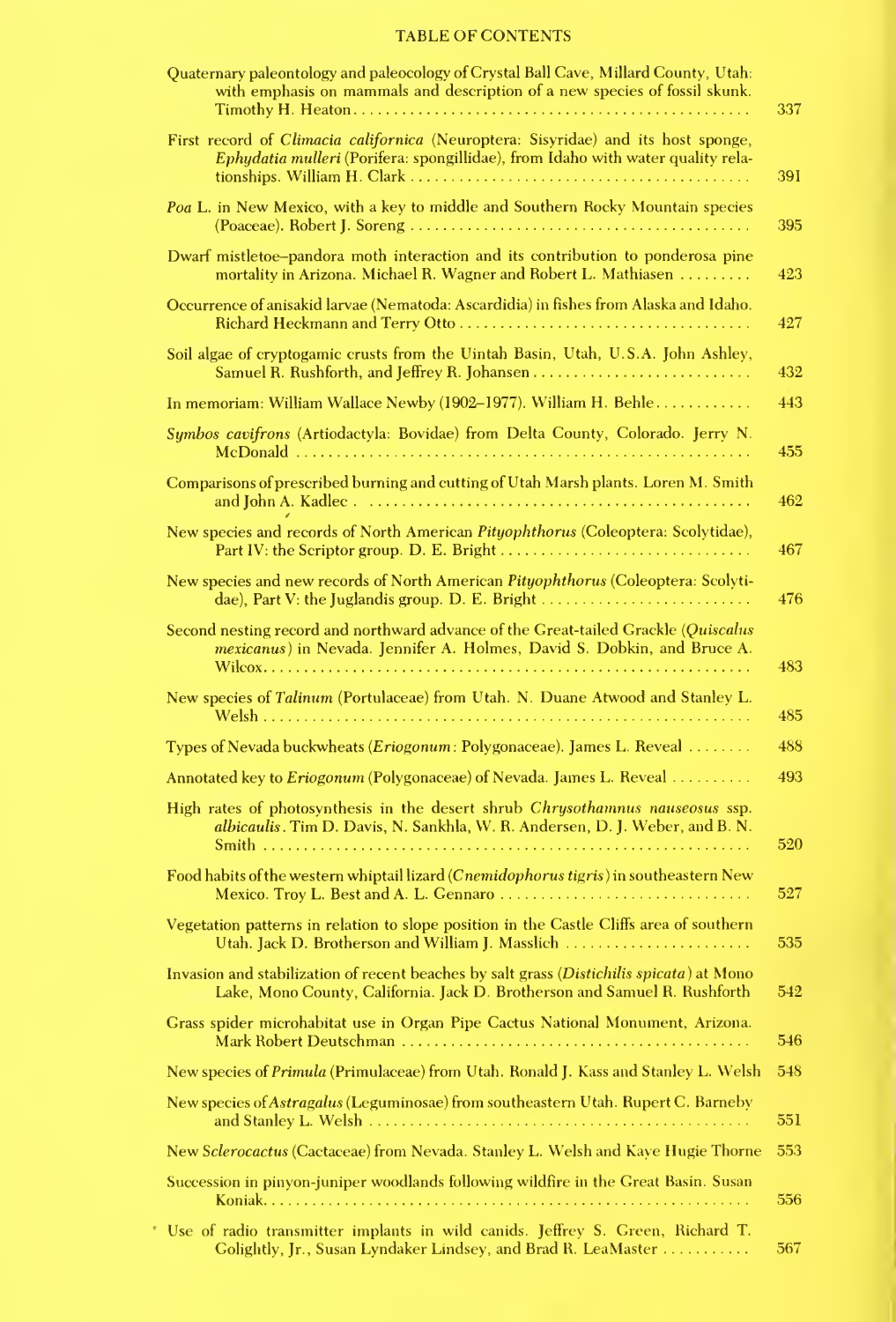# TABLE OF CONTENTS

| | |
|---|---|
| Quaternary paleontology and paleocology of Crystal Ball Cave, Millard County, Utah: with emphasis on mammals and description of a new species of fossil skunk. Timothy H. Heaton | 337 |
| First record of *Climacia californica* (Neuroptera: Sisyridae) and its host sponge, *Ephydatia mulleri* (Porifera: spongillidae), from Idaho with water quality relationships. William H. Clark | 391 |
| *Poa* L. in New Mexico, with a key to middle and Southern Rocky Mountain species (Poaceae). Robert J. Soreng | 395 |
| Dwarf mistletoe–pandora moth interaction and its contribution to ponderosa pine mortality in Arizona. Michael R. Wagner and Robert L. Mathiasen | 423 |
| Occurrence of anisakid larvae (Nematoda: Ascardidia) in fishes from Alaska and Idaho. Richard Heckmann and Terry Otto | 427 |
| Soil algae of cryptogamic crusts from the Uintah Basin, Utah, U.S.A. John Ashley, Samuel R. Rushforth, and Jeffrey R. Johansen | 432 |
| In memoriam: William Wallace Newby (1902–1977). William H. Behle | 443 |
| *Symbos cavifrons* (Artiodactyla: Bovidae) from Delta County, Colorado. Jerry N. McDonald | 455 |
| Comparisons of prescribed burning and cutting of Utah Marsh plants. Loren M. Smith and John A. Kadlec | 462 |
| New species and records of North American *Pityophthorus* (Coleoptera: Scolytidae), Part IV: the Scriptor group. D. E. Bright | 467 |
| New species and new records of North American *Pityophthorus* (Coleoptera: Scolytidae), Part V: the Juglandis group. D. E. Bright | 476 |
| Second nesting record and northward advance of the Great-tailed Grackle (*Quiscalus mexicanus*) in Nevada. Jennifer A. Holmes, David S. Dobkin, and Bruce A. Wilcox | 483 |
| New species of *Talinum* (Portulaceae) from Utah. N. Duane Atwood and Stanley L. Welsh | 485 |
| Types of Nevada buckwheats (*Eriogonum*: Polygonaceae). James L. Reveal | 488 |
| Annotated key to *Eriogonum* (Polygonaceae) of Nevada. James L. Reveal | 493 |
| High rates of photosynthesis in the desert shrub *Chrysothamnus nauseosus* ssp. *albicaulis*. Tim D. Davis, N. Sankhla, W. R. Andersen, D. J. Weber, and B. N. Smith | 520 |
| Food habits of the western whiptail lizard (*Cnemidophorus tigris*) in southeastern New Mexico. Troy L. Best and A. L. Gennaro | 527 |
| Vegetation patterns in relation to slope position in the Castle Cliffs area of southern Utah. Jack D. Brotherson and William J. Masslich | 535 |
| Invasion and stabilization of recent beaches by salt grass (*Distichilis spicata*) at Mono Lake, Mono County, California. Jack D. Brotherson and Samuel R. Rushforth | 542 |
| Grass spider microhabitat use in Organ Pipe Cactus National Monument, Arizona. Mark Robert Deutschman | 546 |
| New species of *Primula* (Primulaceae) from Utah. Ronald J. Kass and Stanley L. Welsh | 548 |
| New species of *Astragalus* (Leguminosae) from southeastern Utah. Rupert C. Barneby and Stanley L. Welsh | 551 |
| New *Sclerocactus* (Cactaceae) from Nevada. Stanley L. Welsh and Kaye Hugie Thorne | 553 |
| Succession in pinyon-juniper woodlands following wildfire in the Great Basin. Susan Koniak | 556 |
| Use of radio transmitter implants in wild canids. Jeffrey S. Green, Richard T. Golightly, Jr., Susan Lyndaker Lindsey, and Brad R. LeaMaster | 567 |